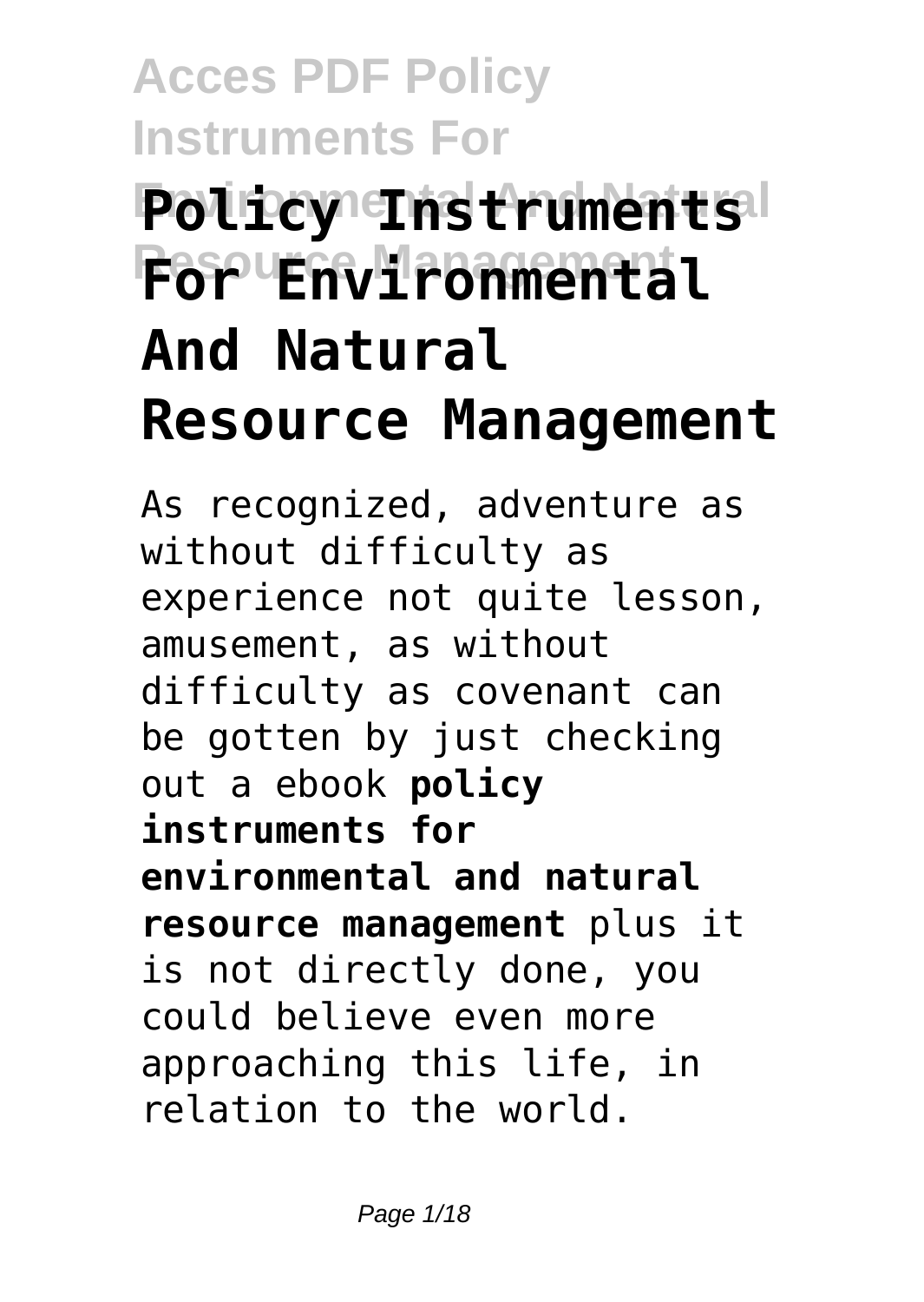# Policy Instruments For Environmental And Natural Resource Management

As recognized, adventure as without difficulty as experience not quite lesson, amusement, as without difficulty as covenant can be gotten by just checking out a ebook **policy instruments for environmental and natural resource management** plus it is not directly done, you could believe even more approaching this life, in relation to the world.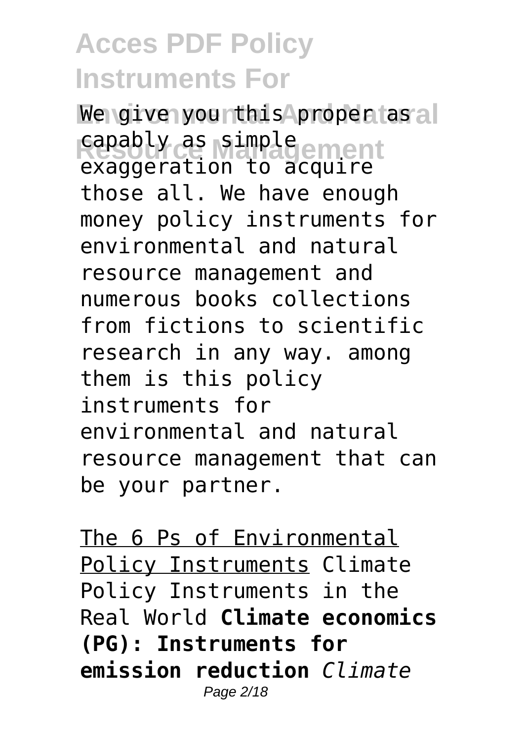We give you this proper as capably as simple exaggeration to acquire those all. We have enough money policy instruments for environmental and natural resource management and numerous books collections from fictions to scientific research in any way. among them is this policy instruments for environmental and natural resource management that can be your partner.

The 6 Ps of Environmental Policy Instruments Climate Policy Instruments in the Real World **Climate economics (PG): Instruments for emission reduction** *Climate*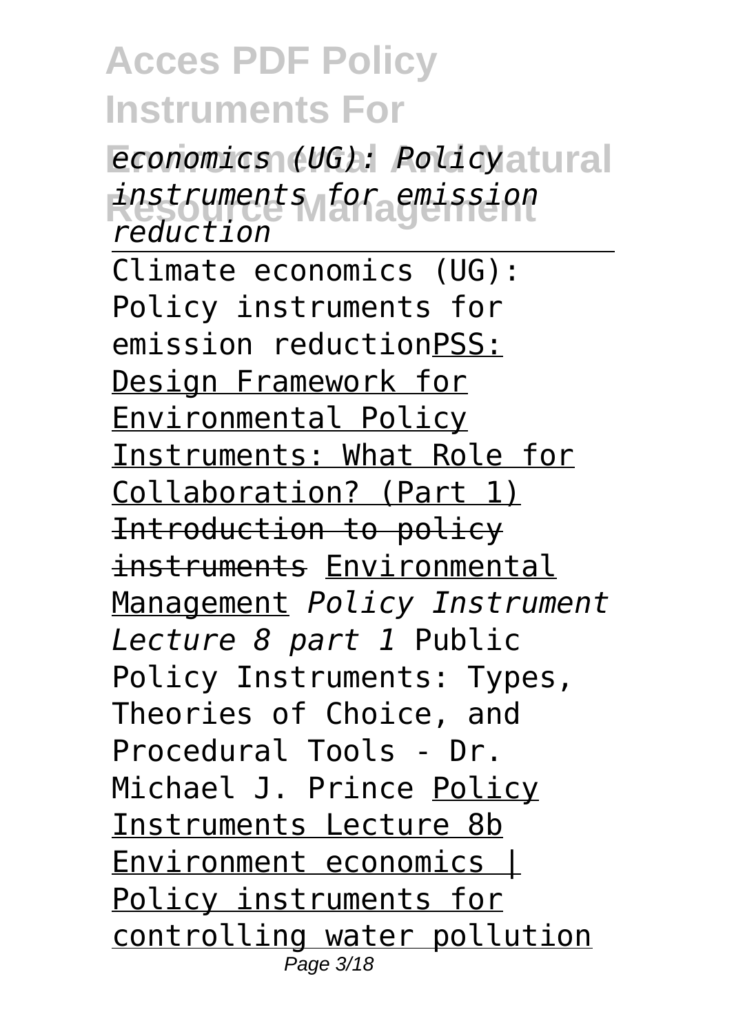*Climate economics (UG): Policy instruments for emission reduction*

Climate economics (UG): Policy instruments for emission reductionPSS: Design Framework for Environmental Policy Instruments: What Role for Collaboration? (Part 1) ~~Introduction to policy instruments~~ Environmental Management *Policy Instrument Lecture 8 part 1* Public Policy Instruments: Types, Theories of Choice, and Procedural Tools - Dr. Michael J. Prince Policy Instruments Lecture 8b Environment economics | Policy instruments for controlling water pollution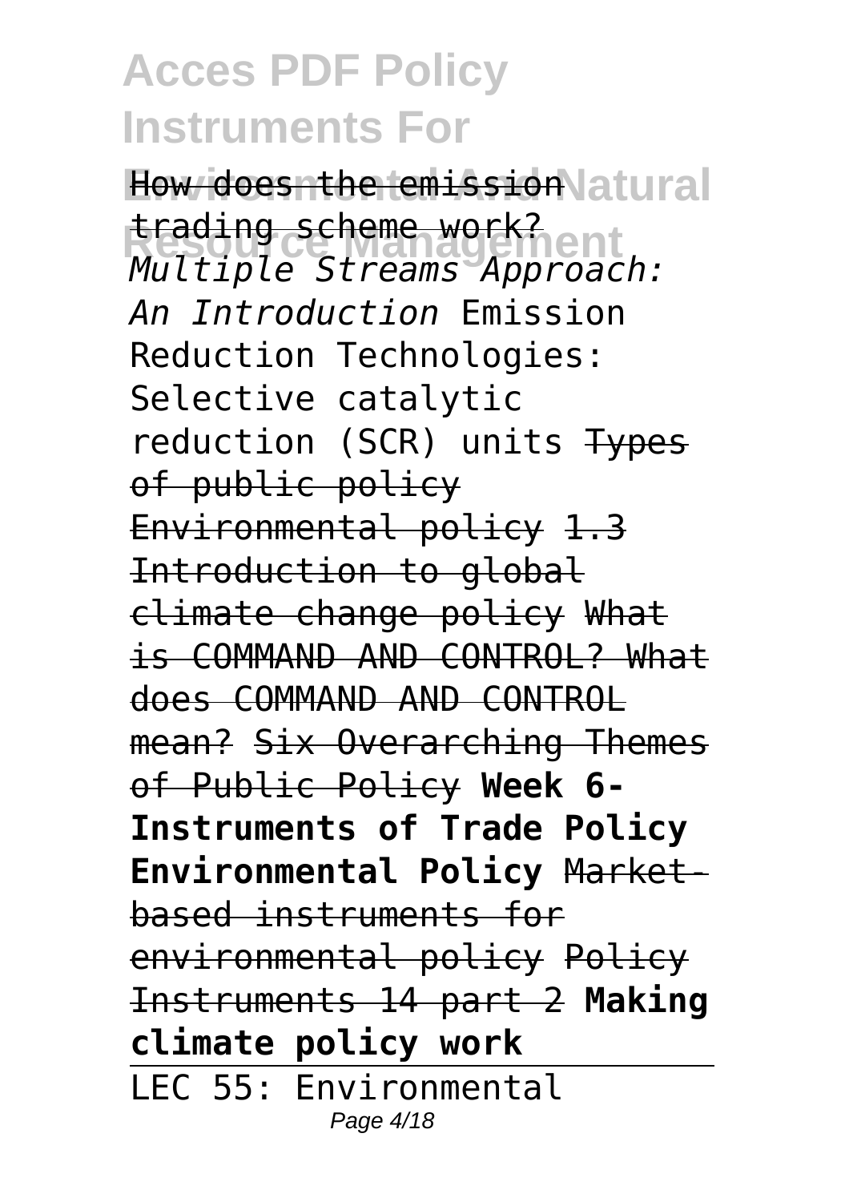How does the emission trading scheme work? *Multiple Streams Approach: An Introduction* Emission Reduction Technologies: Selective catalytic reduction (SCR) units Types of public policy Environmental policy 1.3 Introduction to global climate change policy What is COMMAND AND CONTROL? What does COMMAND AND CONTROL mean? Six Overarching Themes of Public Policy **Week 6- Instruments of Trade Policy Environmental Policy** Market-based instruments for environmental policy Policy Instruments 14 part 2 **Making climate policy work**

LEC 55: Environmental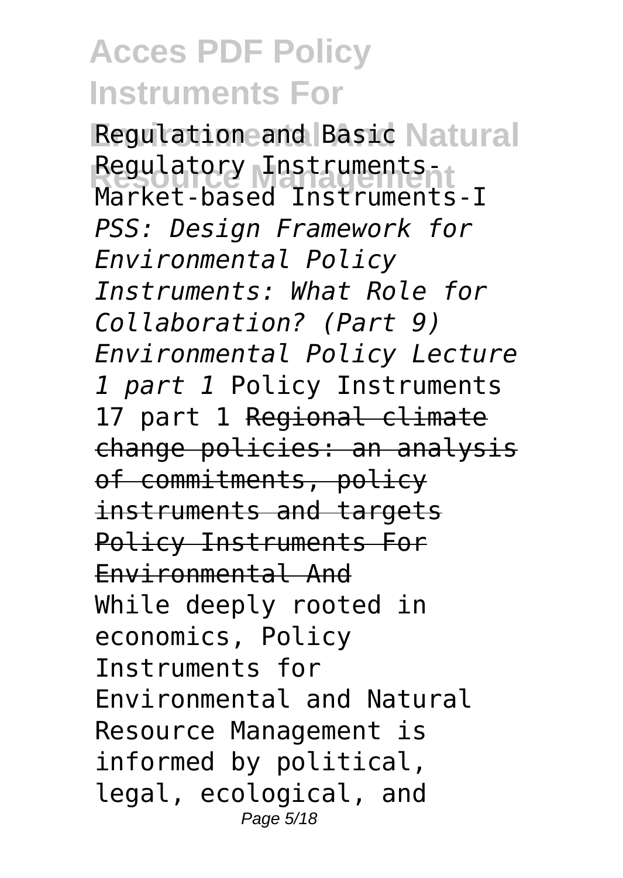Regulation and Basic Regulatory Instruments-Market-based Instruments-I *PSS: Design Framework for Environmental Policy Instruments: What Role for Collaboration? (Part 9)* *Environmental Policy Lecture 1 part 1* Policy Instruments 17 part 1 ~~Regional climate change policies: an analysis of commitments, policy instruments and targets~~ ~~Policy Instruments For Environmental And~~

While deeply rooted in economics, Policy Instruments for Environmental and Natural Resource Management is informed by political, legal, ecological, and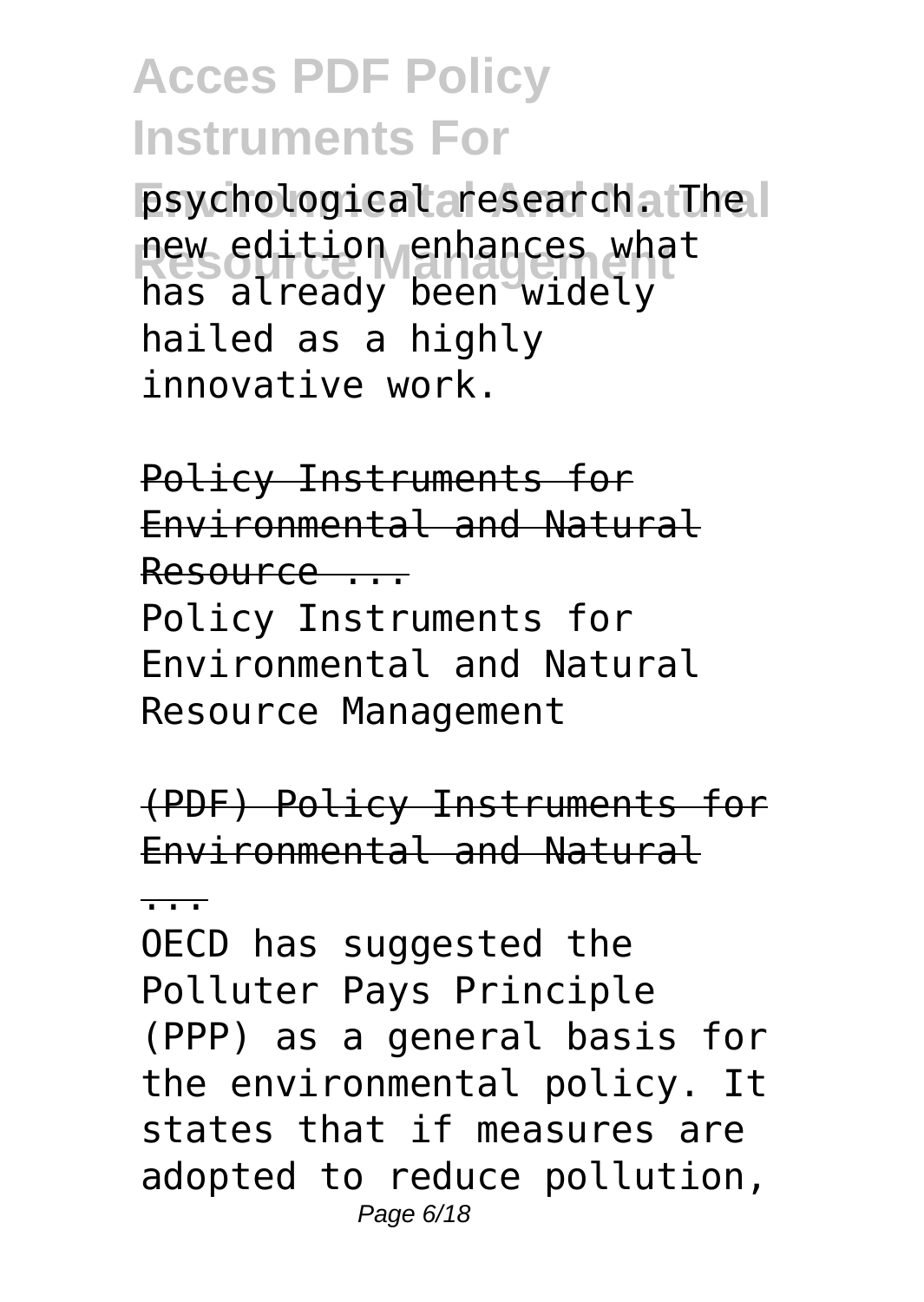psychological research. The new edition enhances what has already been widely hailed as a highly innovative work.

Policy Instruments for Environmental and Natural Resource ...

Policy Instruments for Environmental and Natural Resource Management

(PDF) Policy Instruments for Environmental and Natural ...

OECD has suggested the Polluter Pays Principle (PPP) as a general basis for the environmental policy. It states that if measures are adopted to reduce pollution,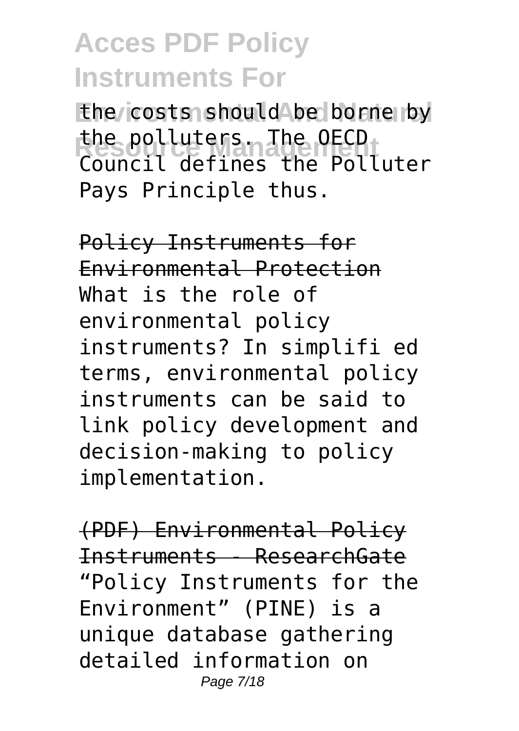the costs should be borne by the polluters. The OECD Council defines the Polluter Pays Principle thus.

Policy Instruments for Environmental Protection

What is the role of environmental policy instruments? In simplifi ed terms, environmental policy instruments can be said to link policy development and decision-making to policy implementation.

(PDF) Environmental Policy Instruments - ResearchGate

"Policy Instruments for the Environment" (PINE) is a unique database gathering detailed information on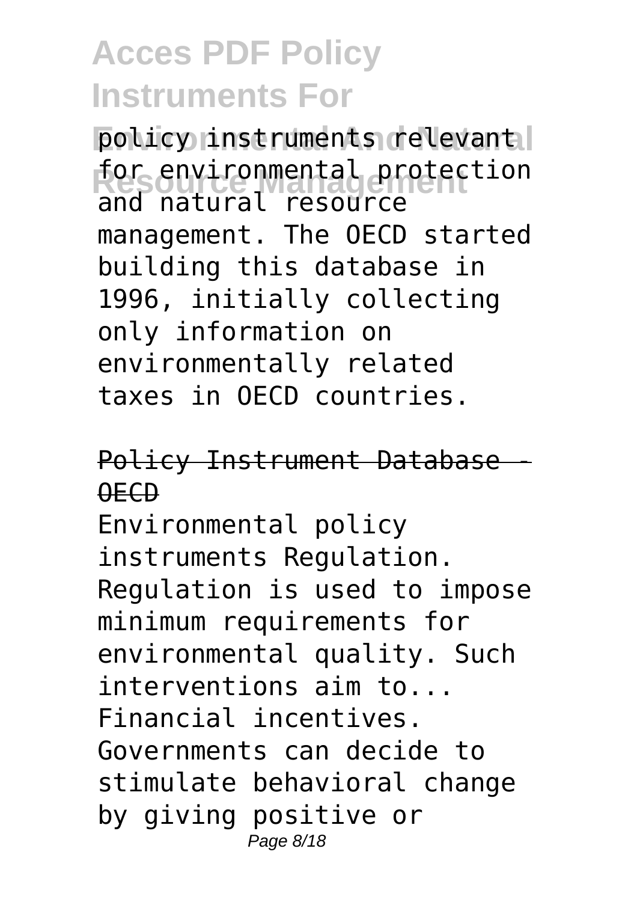policy instruments relevant for environmental protection and natural resource management. The OECD started building this database in 1996, initially collecting only information on environmentally related taxes in OECD countries.

Policy Instrument Database - OECD

Environmental policy instruments Regulation. Regulation is used to impose minimum requirements for environmental quality. Such interventions aim to... Financial incentives. Governments can decide to stimulate behavioral change by giving positive or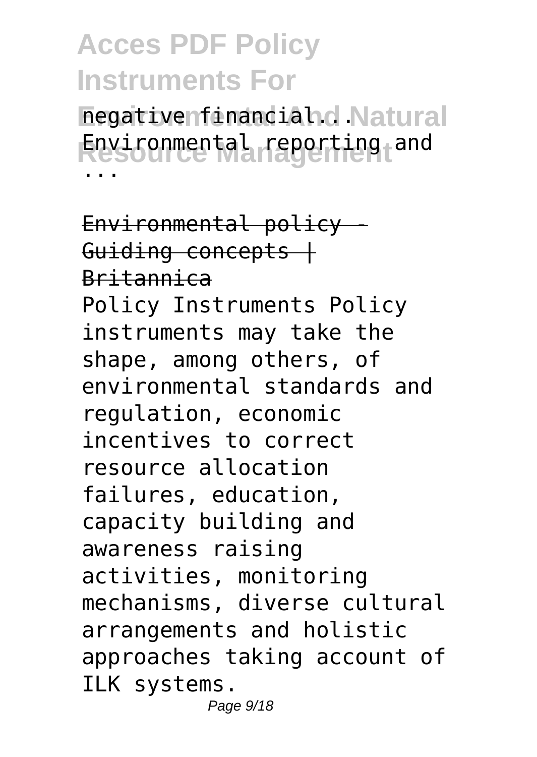negative financial... Environmental reporting and ...

Environmental policy - Guiding concepts | Britannica

Policy Instruments Policy instruments may take the shape, among others, of environmental standards and regulation, economic incentives to correct resource allocation failures, education, capacity building and awareness raising activities, monitoring mechanisms, diverse cultural arrangements and holistic approaches taking account of ILK systems.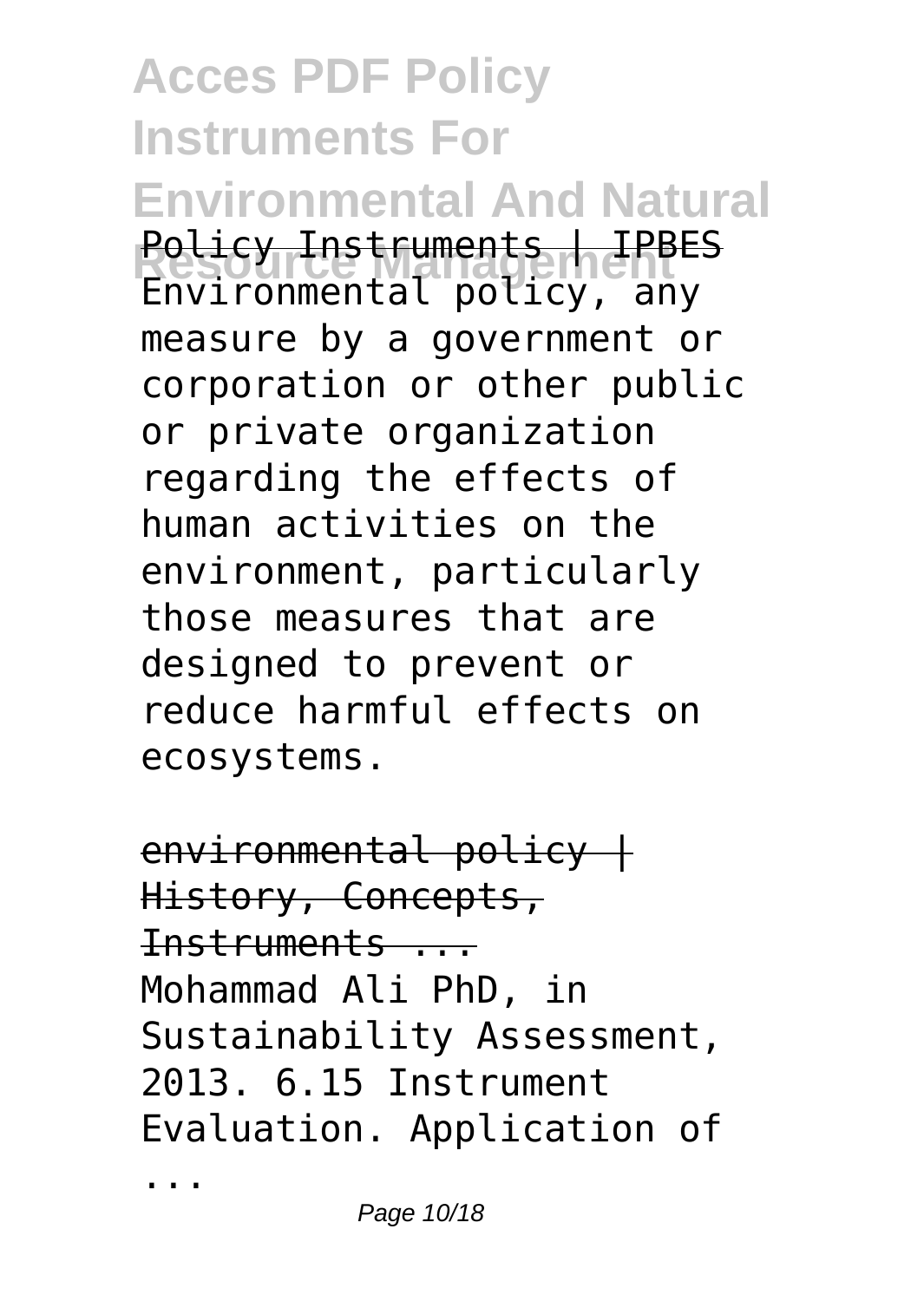Policy Instruments | IPBES

Environmental policy, any measure by a government or corporation or other public or private organization regarding the effects of human activities on the environment, particularly those measures that are designed to prevent or reduce harmful effects on ecosystems.

environmental policy | History, Concepts, Instruments ...

Mohammad Ali PhD, in Sustainability Assessment, 2013. 6.15 Instrument Evaluation. Application of ...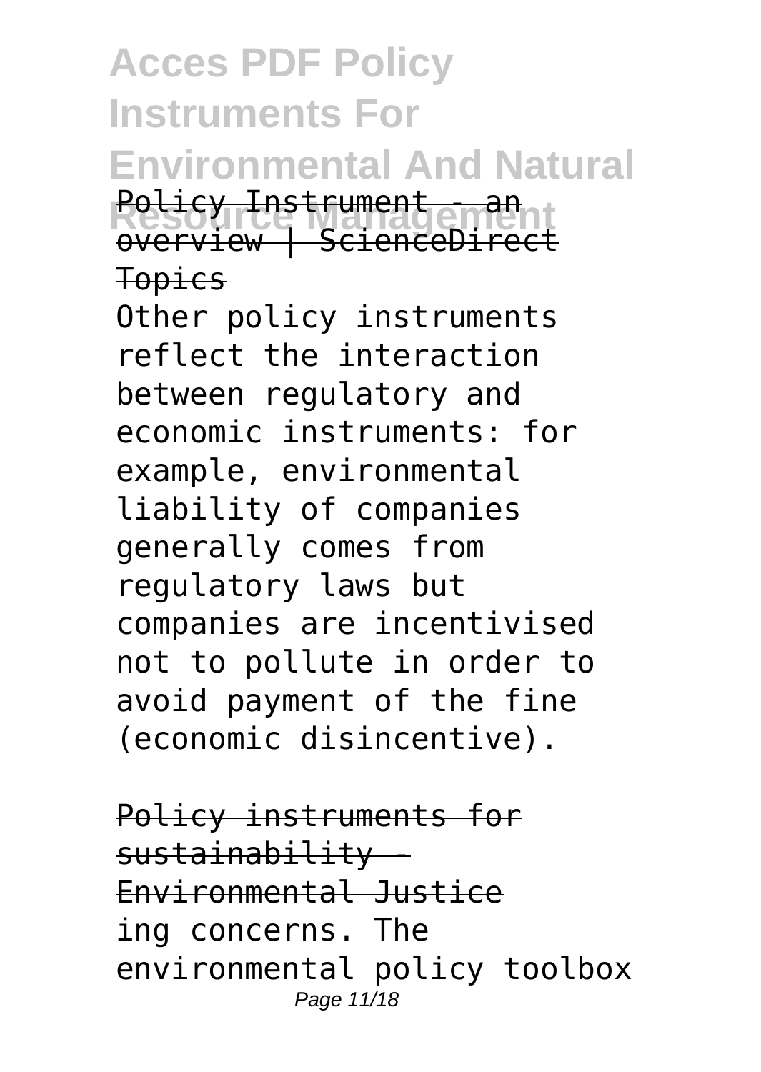Policy Instrument - an overview | ScienceDirect Topics

Other policy instruments reflect the interaction between regulatory and economic instruments: for example, environmental liability of companies generally comes from regulatory laws but companies are incentivised not to pollute in order to avoid payment of the fine (economic disincentive).

Policy instruments for sustainability - Environmental Justice

ing concerns. The environmental policy toolbox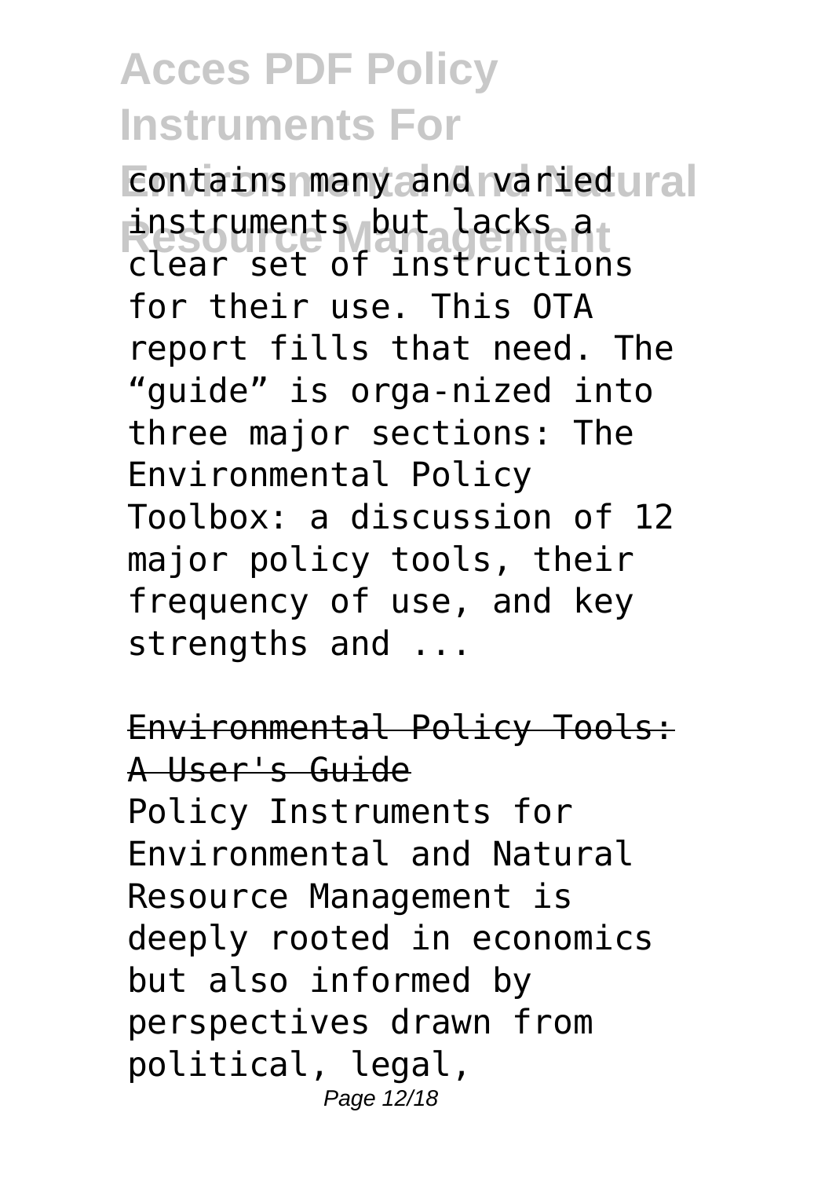contains many and varied instruments but lacks a clear set of instructions for their use. This OTA report fills that need. The "guide" is orga-nized into three major sections: The Environmental Policy Toolbox: a discussion of 12 major policy tools, their frequency of use, and key strengths and ...

## Environmental Policy Tools: A User's Guide

Policy Instruments for Environmental and Natural Resource Management is deeply rooted in economics but also informed by perspectives drawn from political, legal,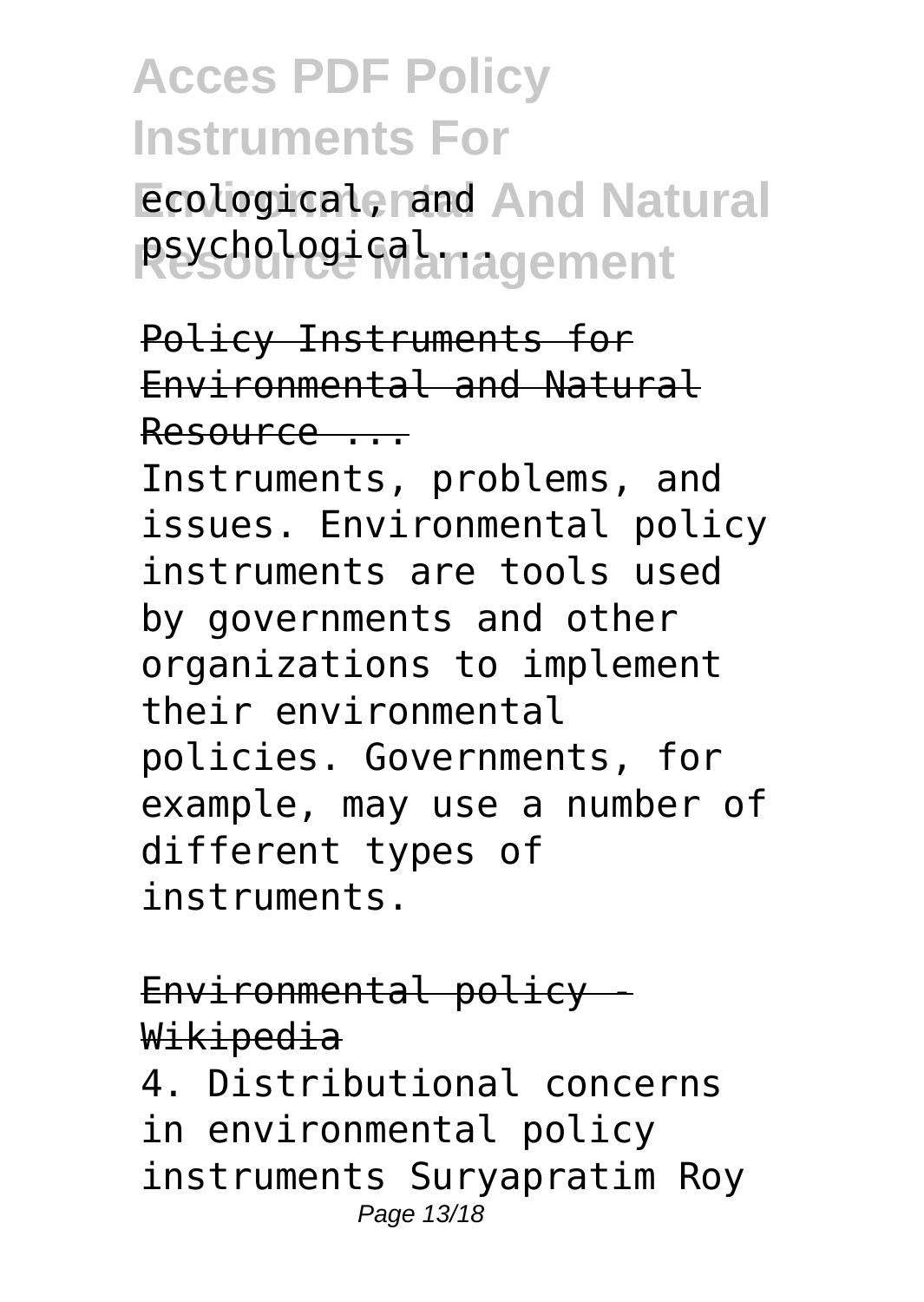ecological, and psychological...

Policy Instruments for Environmental and Natural Resource ...

Instruments, problems, and issues. Environmental policy instruments are tools used by governments and other organizations to implement their environmental policies. Governments, for example, may use a number of different types of instruments.

Environmental policy - Wikipedia

4. Distributional concerns in environmental policy instruments Suryapratim Roy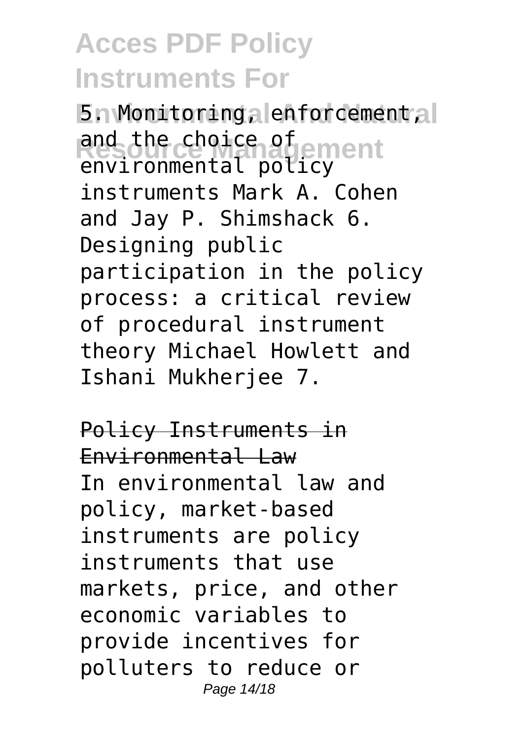5. Monitoring, enforcement, and the choice of environmental policy instruments Mark A. Cohen and Jay P. Shimshack 6. Designing public participation in the policy process: a critical review of procedural instrument theory Michael Howlett and Ishani Mukherjee 7.

## Policy Instruments in Environmental Law

In environmental law and policy, market-based instruments are policy instruments that use markets, price, and other economic variables to provide incentives for polluters to reduce or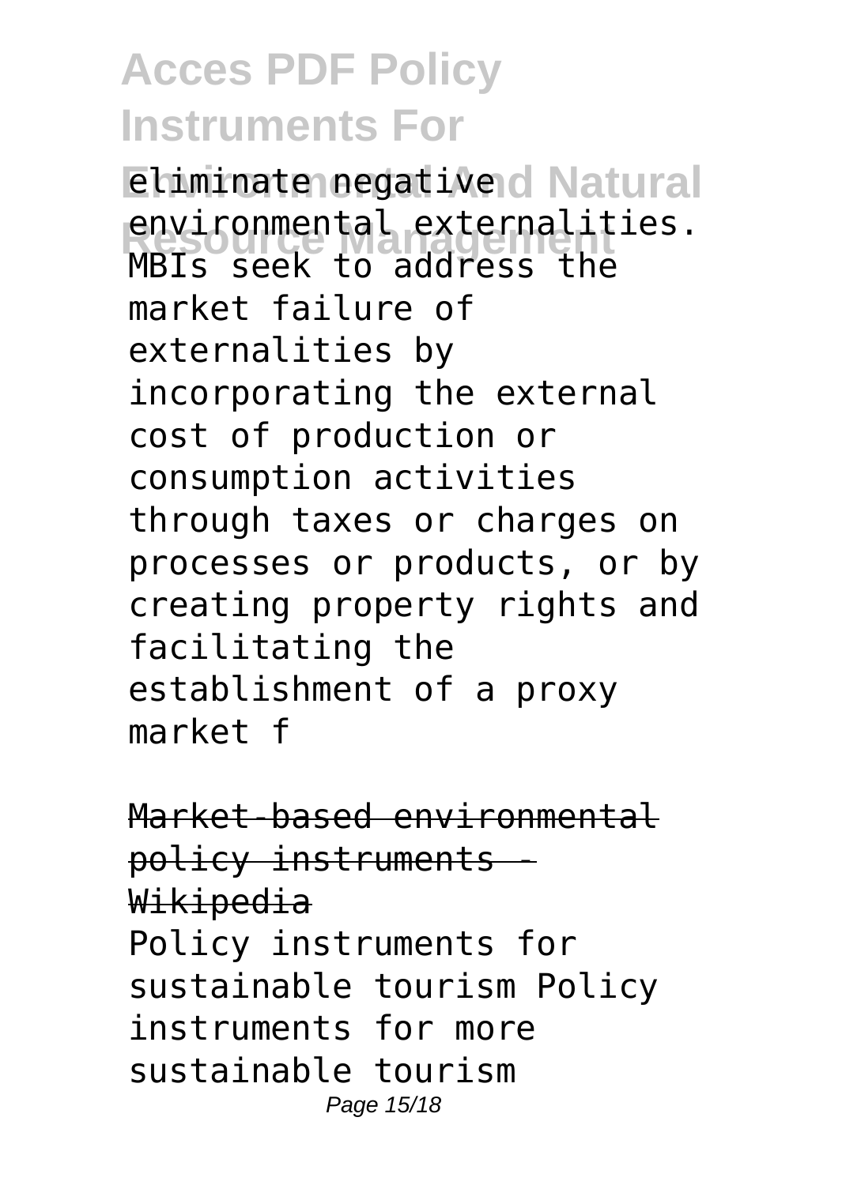eliminate negative environmental externalities. MBIs seek to address the market failure of externalities by incorporating the external cost of production or consumption activities through taxes or charges on processes or products, or by creating property rights and facilitating the establishment of a proxy market f

Market-based environmental policy instruments - Wikipedia

Policy instruments for sustainable tourism Policy instruments for more sustainable tourism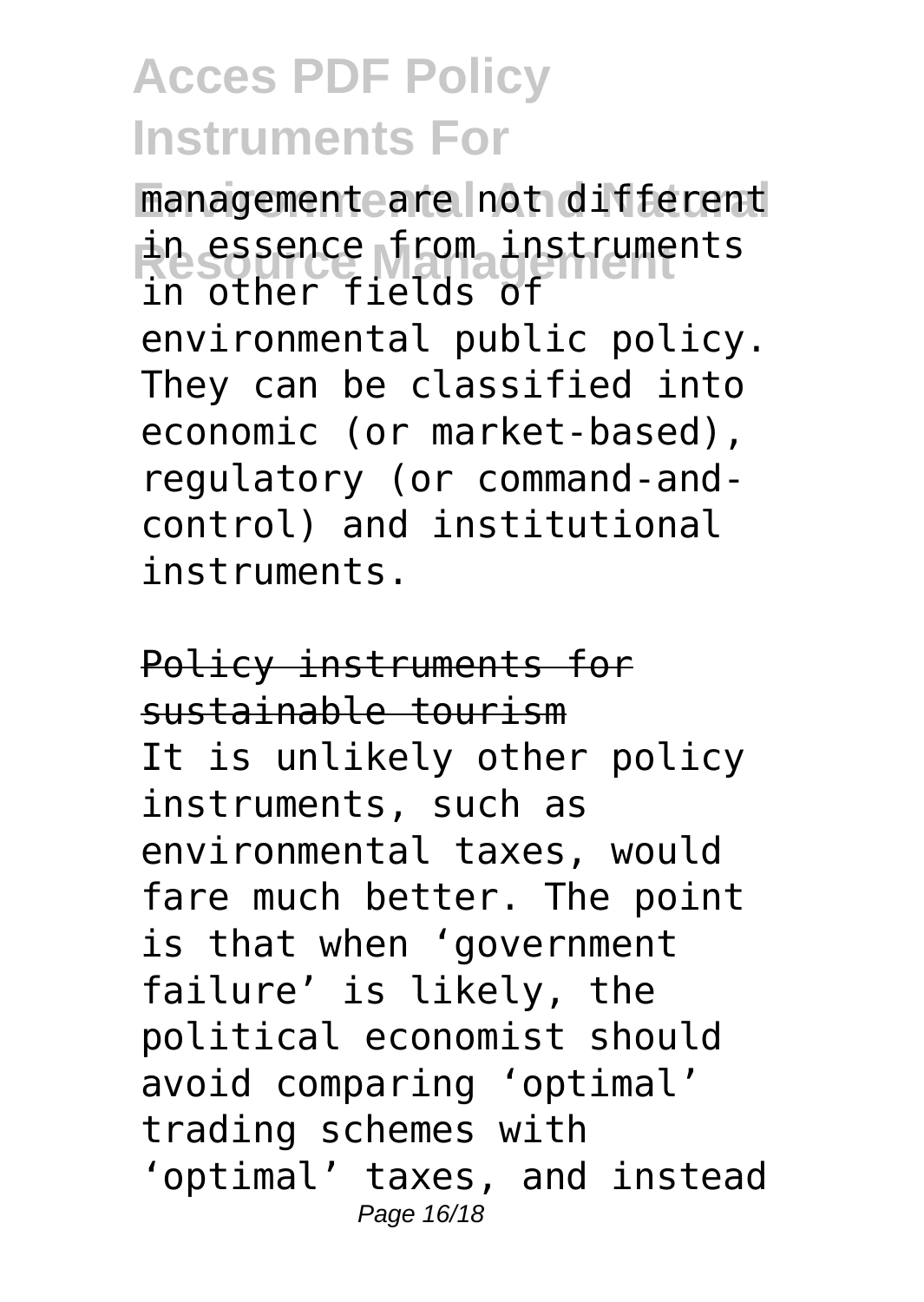management are not different in essence from instruments in other fields of environmental public policy. They can be classified into economic (or market-based), regulatory (or command-and-control) and institutional instruments.

## Policy instruments for sustainable tourism

It is unlikely other policy instruments, such as environmental taxes, would fare much better. The point is that when 'government failure' is likely, the political economist should avoid comparing 'optimal' trading schemes with 'optimal' taxes, and instead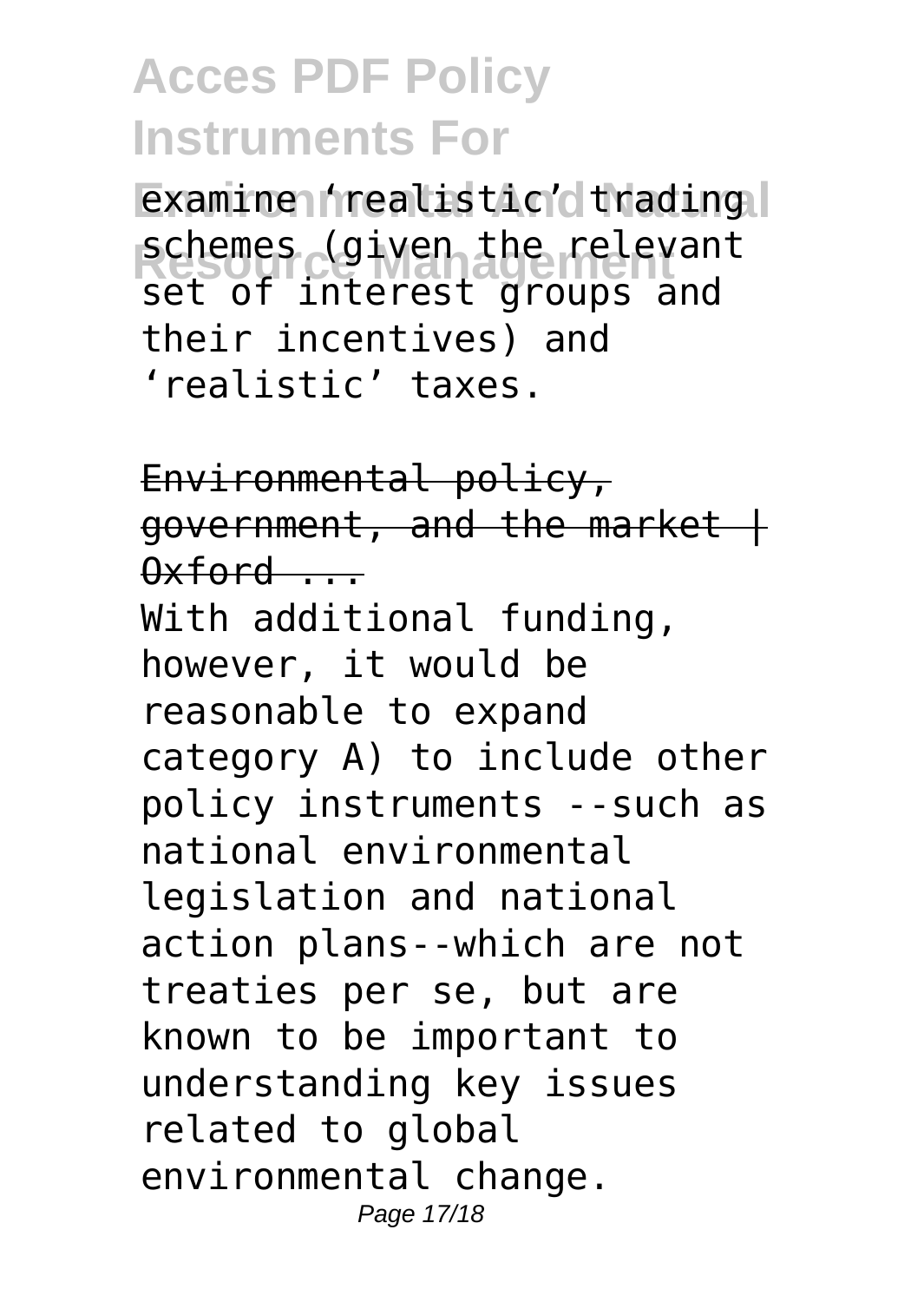examine 'realistic' trading schemes (given the relevant set of interest groups and their incentives) and 'realistic' taxes.

~~Environmental policy, government, and the market | Oxford ...~~

With additional funding, however, it would be reasonable to expand category A) to include other policy instruments --such as national environmental legislation and national action plans--which are not treaties per se, but are known to be important to understanding key issues related to global environmental change.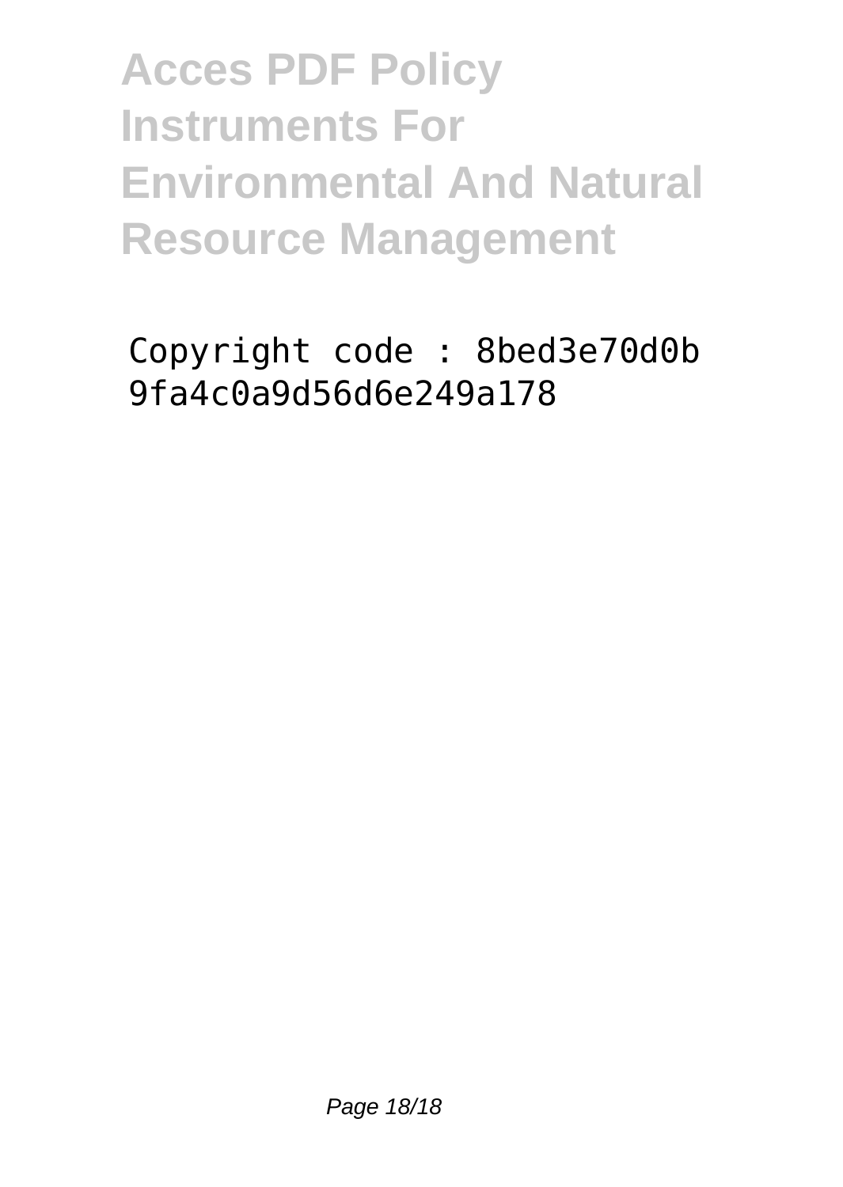Copyright code : 8bed3e70d0b9fa4c0a9d56d6e249a178